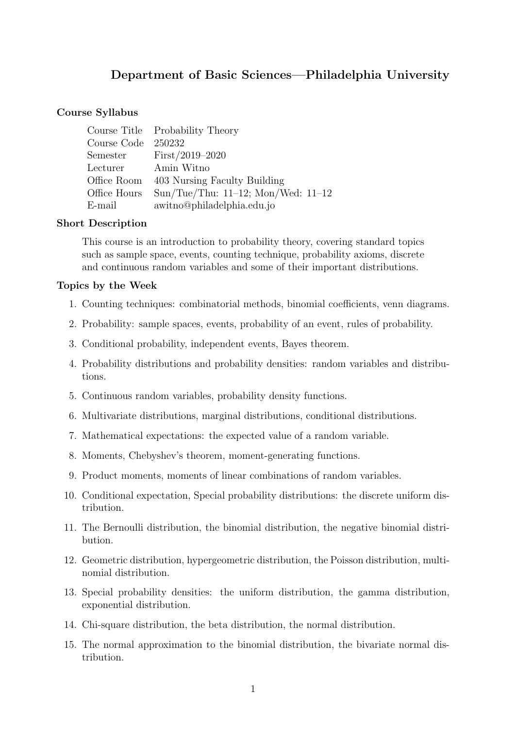## Department of Basic Sciences—Philadelphia University

### Course Syllabus

| | |
|---|---|
| Course Title | Probability Theory |
| Course Code | 250232 |
| Semester | First/2019–2020 |
| Lecturer | Amin Witno |
| Office Room | 403 Nursing Faculty Building |
| Office Hours | Sun/Tue/Thu: 11–12; Mon/Wed: 11–12 |
| E-mail | awitno@philadelphia.edu.jo |

### Short Description

This course is an introduction to probability theory, covering standard topics such as sample space, events, counting technique, probability axioms, discrete and continuous random variables and some of their important distributions.

### Topics by the Week

1. Counting techniques: combinatorial methods, binomial coefficients, venn diagrams.
2. Probability: sample spaces, events, probability of an event, rules of probability.
3. Conditional probability, independent events, Bayes theorem.
4. Probability distributions and probability densities: random variables and distributions.
5. Continuous random variables, probability density functions.
6. Multivariate distributions, marginal distributions, conditional distributions.
7. Mathematical expectations: the expected value of a random variable.
8. Moments, Chebyshev's theorem, moment-generating functions.
9. Product moments, moments of linear combinations of random variables.
10. Conditional expectation, Special probability distributions: the discrete uniform distribution.
11. The Bernoulli distribution, the binomial distribution, the negative binomial distribution.
12. Geometric distribution, hypergeometric distribution, the Poisson distribution, multinomial distribution.
13. Special probability densities: the uniform distribution, the gamma distribution, exponential distribution.
14. Chi-square distribution, the beta distribution, the normal distribution.
15. The normal approximation to the binomial distribution, the bivariate normal distribution.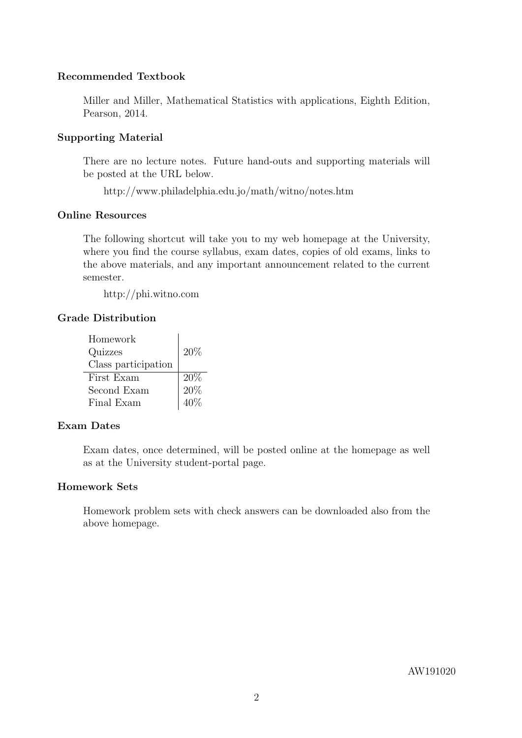### Recommended Textbook

Miller and Miller, Mathematical Statistics with applications, Eighth Edition, Pearson, 2014.

### Supporting Material

There are no lecture notes. Future hand-outs and supporting materials will be posted at the URL below.

http://www.philadelphia.edu.jo/math/witno/notes.htm

### Online Resources

The following shortcut will take you to my web homepage at the University, where you find the course syllabus, exam dates, copies of old exams, links to the above materials, and any important announcement related to the current semester.

http://phi.witno.com

### Grade Distribution

| | |
|---|---|
| Homework<br>Quizzes<br>Class participation | 20% |
| First Exam | 20% |
| Second Exam | 20% |
| Final Exam | 40% |

### Exam Dates

Exam dates, once determined, will be posted online at the homepage as well as at the University student-portal page.

### Homework Sets

Homework problem sets with check answers can be downloaded also from the above homepage.

AW191020